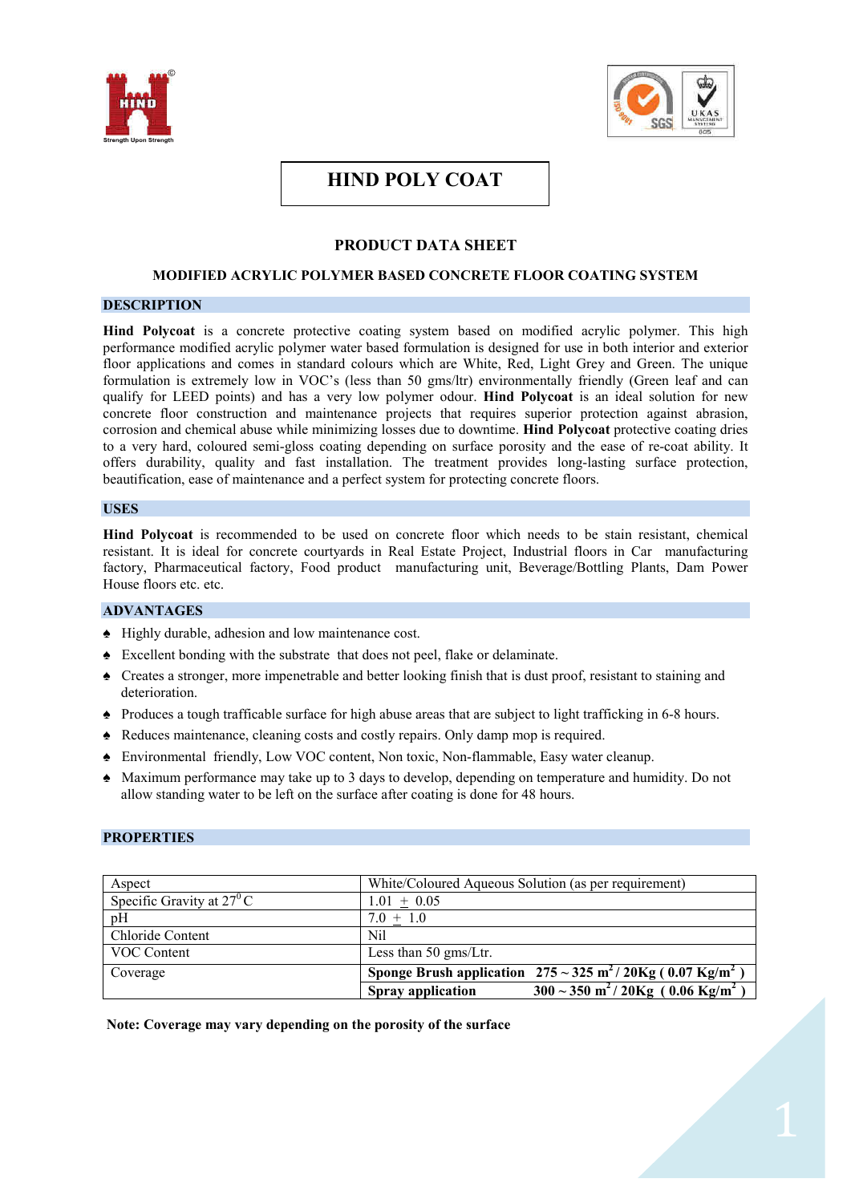# HIND POLY COAT

## PRODUCT DATA SHEET

### MODIFIED ACRYLIC POLYMER BASED CONCRETE FLOOR COATING SYSTEM

## DESCRIPTION

**Hind Polycoat** is a concrete protective coating system based on modified acrylic polymer. This high performance modified acrylic polymer water based formulation is designed for use in both interior and exterior floor applications and comes in standard colours which are White, Red, Light Grey and Green. The unique formulation is extremely low in VOC's (less than 50 gms/ltr) environmentally friendly (Green leaf and can qualify for LEED points) and has a very low polymer odour. **Hind Polycoat** is an ideal solution for new concrete floor construction and maintenance projects that requires superior protection against abrasion, corrosion and chemical abuse while minimizing losses due to downtime. **Hind Polycoat** protective coating dries to a very hard, coloured semi-gloss coating depending on surface porosity and the ease of re-coat ability. It offers durability, quality and fast installation. The treatment provides long-lasting surface protection, beautification, ease of maintenance and a perfect system for protecting concrete floors.

## USES

**Hind Polycoat** is recommended to be used on concrete floor which needs to be stain resistant, chemical resistant. It is ideal for concrete courtyards in Real Estate Project, Industrial floors in Car manufacturing factory, Pharmaceutical factory, Food product manufacturing unit, Beverage/Bottling Plants, Dam Power House floors etc. etc.

## ADVANTAGES

- Highly durable, adhesion and low maintenance cost.
- Excellent bonding with the substrate that does not peel, flake or delaminate.
- Creates a stronger, more impenetrable and better looking finish that is dust proof, resistant to staining and deterioration.
- Produces a tough trafficable surface for high abuse areas that are subject to light trafficking in 6-8 hours.
- Reduces maintenance, cleaning costs and costly repairs. Only damp mop is required.
- Environmental friendly, Low VOC content, Non toxic, Non-flammable, Easy water cleanup.
- Maximum performance may take up to 3 days to develop, depending on temperature and humidity. Do not allow standing water to be left on the surface after coating is done for 48 hours.

## PROPERTIES

| Aspect | White/Coloured Aqueous Solution (as per requirement) |
|---|---|
| Specific Gravity at $27^0$C | 1.01 $\pm$ 0.05 |
| pH | 7.0 $\pm$ 1.0 |
| Chloride Content | Nil |
| VOC Content | Less than 50 gms/Ltr. |
| Coverage | **Sponge Brush application 275 ~ 325 $m^2$ / 20Kg ( 0.07 Kg/$m^2$ )** |
| | **Spray application 300 ~ 350 $m^2$ / 20Kg ( 0.06 Kg/$m^2$ )** |

**Note: Coverage may vary depending on the porosity of the surface**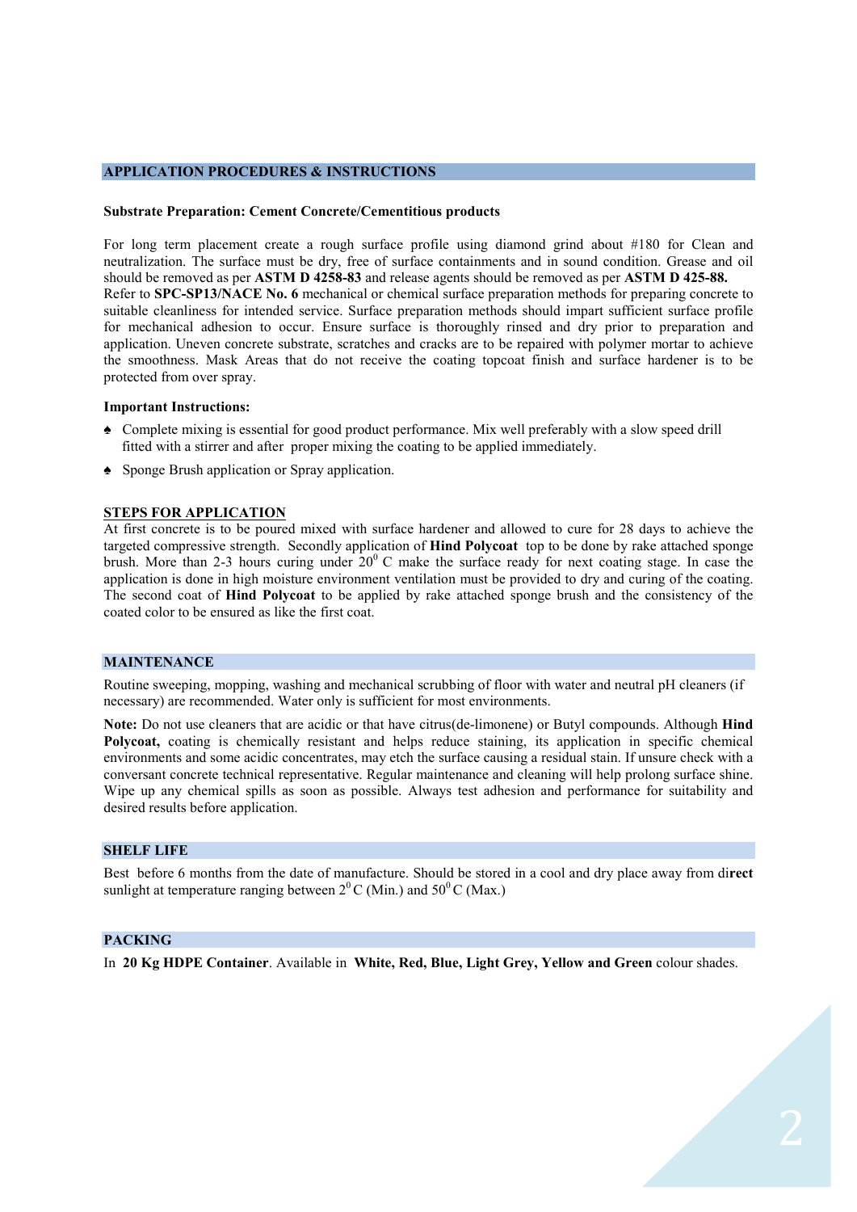## APPLICATION PROCEDURES & INSTRUCTIONS

**Substrate Preparation: Cement Concrete/Cementitious products**

For long term placement create a rough surface profile using diamond grind about #180 for Clean and neutralization. The surface must be dry, free of surface containments and in sound condition. Grease and oil should be removed as per **ASTM D 4258-83** and release agents should be removed as per **ASTM D 425-88.**
Refer to **SPC-SP13/NACE No. 6** mechanical or chemical surface preparation methods for preparing concrete to suitable cleanliness for intended service. Surface preparation methods should impart sufficient surface profile for mechanical adhesion to occur. Ensure surface is thoroughly rinsed and dry prior to preparation and application. Uneven concrete substrate, scratches and cracks are to be repaired with polymer mortar to achieve the smoothness. Mask Areas that do not receive the coating topcoat finish and surface hardener is to be protected from over spray.

**Important Instructions:**

- Complete mixing is essential for good product performance. Mix well preferably with a slow speed drill fitted with a stirrer and after proper mixing the coating to be applied immediately.
- Sponge Brush application or Spray application.

**STEPS FOR APPLICATION**

At first concrete is to be poured mixed with surface hardener and allowed to cure for 28 days to achieve the targeted compressive strength. Secondly application of **Hind Polycoat** top to be done by rake attached sponge brush. More than 2-3 hours curing under $20^0$ C make the surface ready for next coating stage. In case the application is done in high moisture environment ventilation must be provided to dry and curing of the coating. The second coat of **Hind Polycoat** to be applied by rake attached sponge brush and the consistency of the coated color to be ensured as like the first coat.

## MAINTENANCE

Routine sweeping, mopping, washing and mechanical scrubbing of floor with water and neutral pH cleaners (if necessary) are recommended. Water only is sufficient for most environments.

**Note:** Do not use cleaners that are acidic or that have citrus(de-limonene) or Butyl compounds. Although **Hind Polycoat,** coating is chemically resistant and helps reduce staining, its application in specific chemical environments and some acidic concentrates, may etch the surface causing a residual stain. If unsure check with a conversant concrete technical representative. Regular maintenance and cleaning will help prolong surface shine. Wipe up any chemical spills as soon as possible. Always test adhesion and performance for suitability and desired results before application.

## SHELF LIFE

Best before 6 months from the date of manufacture. Should be stored in a cool and dry place away from di**rect** sunlight at temperature ranging between $2^0$ C (Min.) and $50^0$ C (Max.)

## PACKING

In **20 Kg HDPE Container**. Available in **White, Red, Blue, Light Grey, Yellow and Green** colour shades.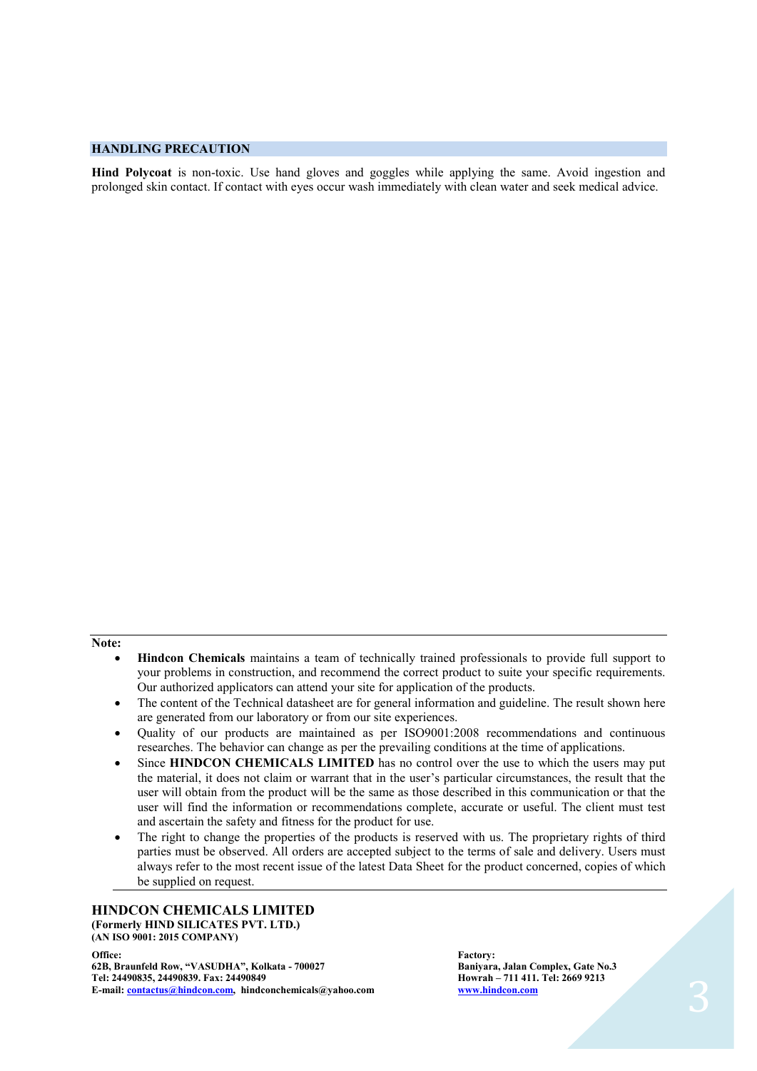## HANDLING PRECAUTION

**Hind Polycoat** is non-toxic. Use hand gloves and goggles while applying the same. Avoid ingestion and prolonged skin contact. If contact with eyes occur wash immediately with clean water and seek medical advice.

**Note:**

- **Hindcon Chemicals** maintains a team of technically trained professionals to provide full support to your problems in construction, and recommend the correct product to suite your specific requirements. Our authorized applicators can attend your site for application of the products.
- The content of the Technical datasheet are for general information and guideline. The result shown here are generated from our laboratory or from our site experiences.
- Quality of our products are maintained as per ISO9001:2008 recommendations and continuous researches. The behavior can change as per the prevailing conditions at the time of applications.
- Since **HINDCON CHEMICALS LIMITED** has no control over the use to which the users may put the material, it does not claim or warrant that in the user's particular circumstances, the result that the user will obtain from the product will be the same as those described in this communication or that the user will find the information or recommendations complete, accurate or useful. The client must test and ascertain the safety and fitness for the product for use.
- The right to change the properties of the products is reserved with us. The proprietary rights of third parties must be observed. All orders are accepted subject to the terms of sale and delivery. Users must always refer to the most recent issue of the latest Data Sheet for the product concerned, copies of which be supplied on request.

**HINDCON CHEMICALS LIMITED**
**(Formerly HIND SILICATES PVT. LTD.)**
**(AN ISO 9001: 2015 COMPANY)**

**Office:**
**62B, Braunfeld Row, "VASUDHA", Kolkata - 700027**
**Tel: 24490835, 24490839. Fax: 24490849**
**E-mail: contactus@hindcon.com, hindconchemicals@yahoo.com**

**Factory:**
**Baniyara, Jalan Complex, Gate No.3**
**Howrah – 711 411. Tel: 2669 9213**
**www.hindcon.com**